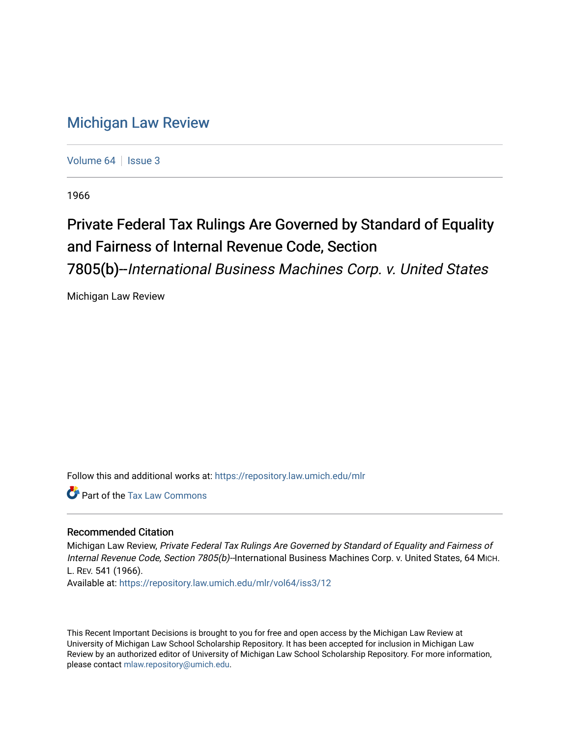# Michigan Law Review

Volume 64 | Issue 3

1966

## Private Federal Tax Rulings Are Governed by Standard of Equality and Fairness of Internal Revenue Code, Section 7805(b)--*International Business Machines Corp. v. United States*

Michigan Law Review

Follow this and additional works at: https://repository.law.umich.edu/mlr

Part of the Tax Law Commons

### Recommended Citation

Michigan Law Review, *Private Federal Tax Rulings Are Governed by Standard of Equality and Fairness of Internal Revenue Code, Section 7805(b)*--International Business Machines Corp. v. United States, 64 MICH. L. REV. 541 (1966).

Available at: https://repository.law.umich.edu/mlr/vol64/iss3/12

This Recent Important Decisions is brought to you for free and open access by the Michigan Law Review at University of Michigan Law School Scholarship Repository. It has been accepted for inclusion in Michigan Law Review by an authorized editor of University of Michigan Law School Scholarship Repository. For more information, please contact mlaw.repository@umich.edu.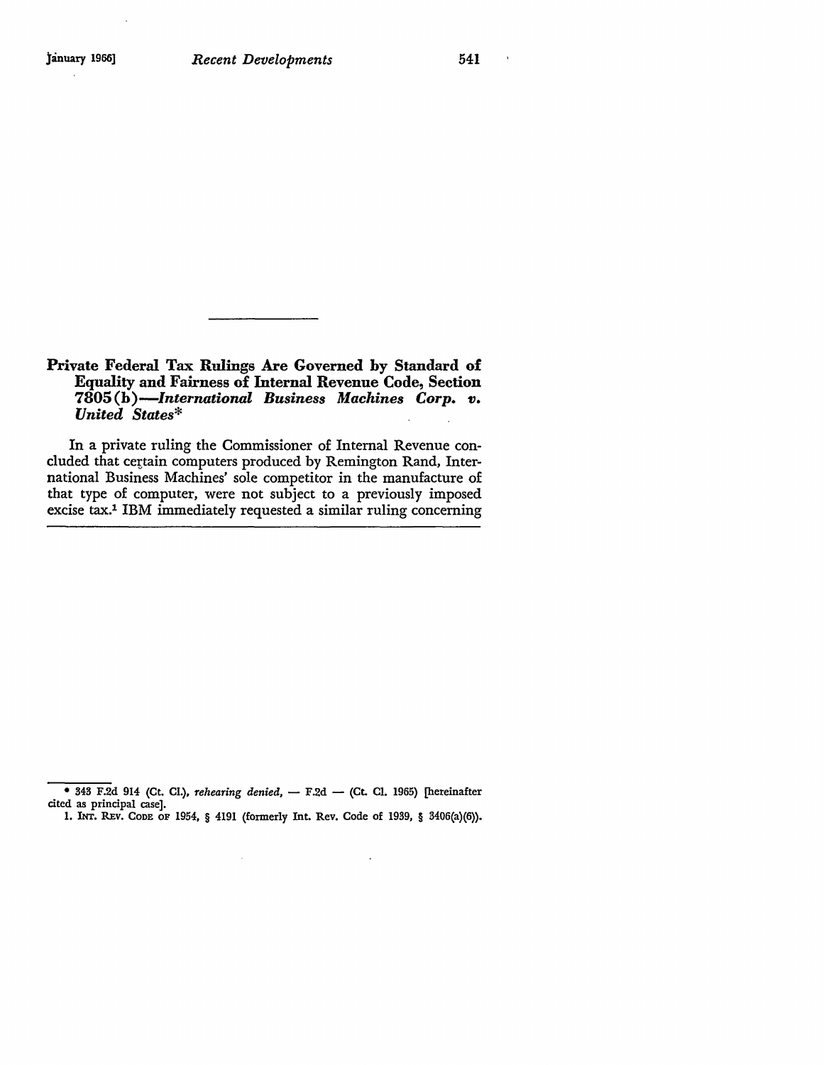## Private Federal Tax Rulings Are Governed by Standard of Equality and Fairness of Internal Revenue Code, Section 7805(b)—*International Business Machines Corp. v. United States**

In a private ruling the Commissioner of Internal Revenue concluded that certain computers produced by Remington Rand, International Business Machines' sole competitor in the manufacture of that type of computer, were not subject to a previously imposed excise tax.[1] IBM immediately requested a similar ruling concerning

---

* 343 F.2d 914 (Ct. Cl.), *rehearing denied*, — F.2d — (Ct. Cl. 1965) [hereinafter cited as principal case].

1. INT. REV. CODE OF 1954, § 4191 (formerly Int. Rev. Code of 1939, § 3406(a)(6)).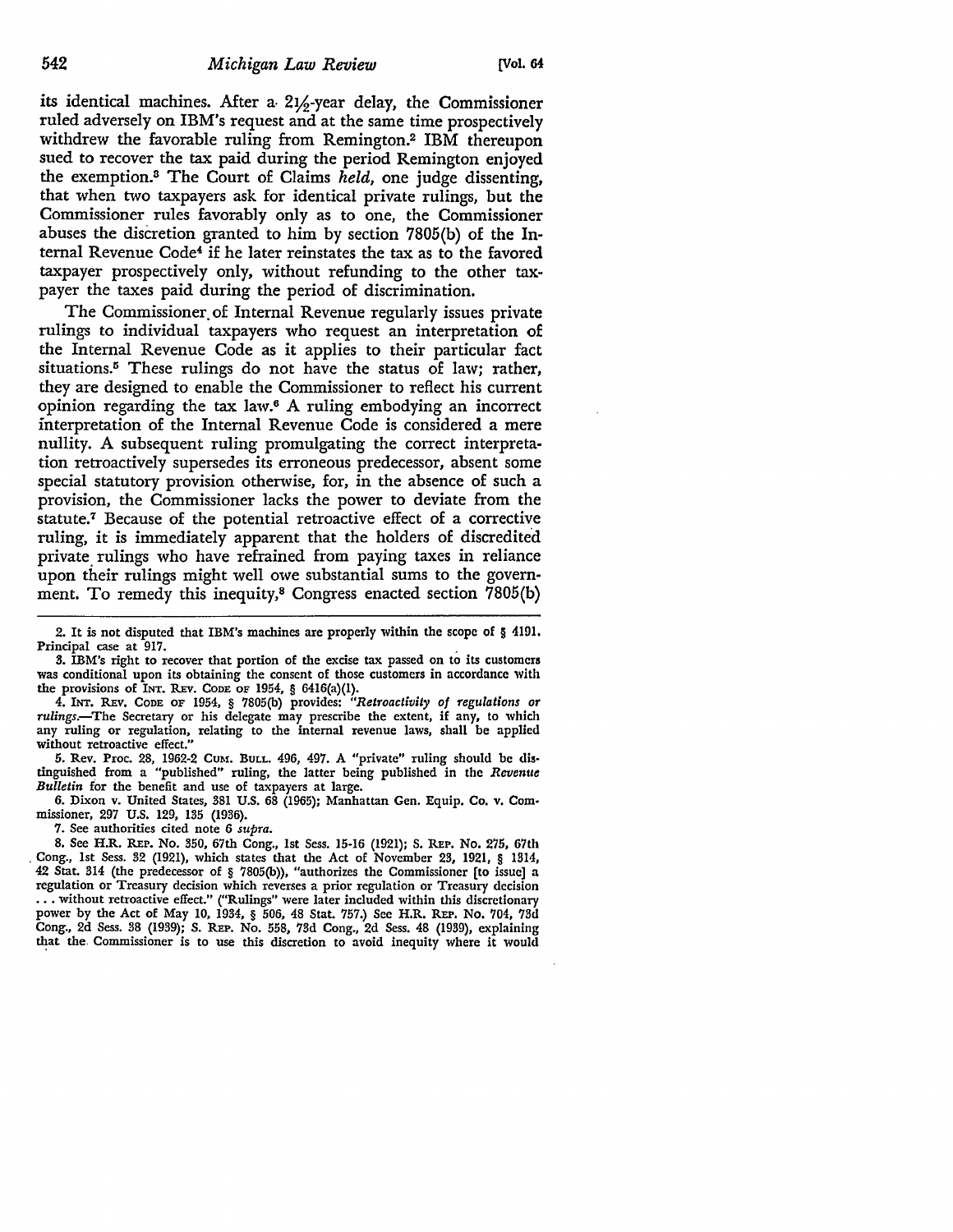its identical machines. After a $2\frac{1}{2}$-year delay, the Commissioner ruled adversely on IBM's request and at the same time prospectively withdrew the favorable ruling from Remington.[2] IBM thereupon sued to recover the tax paid during the period Remington enjoyed the exemption.[3] The Court of Claims *held*, one judge dissenting, that when two taxpayers ask for identical private rulings, but the Commissioner rules favorably only as to one, the Commissioner abuses the discretion granted to him by section 7805(b) of the Internal Revenue Code[4] if he later reinstates the tax as to the favored taxpayer prospectively only, without refunding to the other taxpayer the taxes paid during the period of discrimination.

The Commissioner of Internal Revenue regularly issues private rulings to individual taxpayers who request an interpretation of the Internal Revenue Code as it applies to their particular fact situations.[5] These rulings do not have the status of law; rather, they are designed to enable the Commissioner to reflect his current opinion regarding the tax law.[6] A ruling embodying an incorrect interpretation of the Internal Revenue Code is considered a mere nullity. A subsequent ruling promulgating the correct interpretation retroactively supersedes its erroneous predecessor, absent some special statutory provision otherwise, for, in the absence of such a provision, the Commissioner lacks the power to deviate from the statute.[7] Because of the potential retroactive effect of a corrective ruling, it is immediately apparent that the holders of discredited private rulings who have refrained from paying taxes in reliance upon their rulings might well owe substantial sums to the government. To remedy this inequity,[8] Congress enacted section 7805(b)

---

2. It is not disputed that IBM's machines are properly within the scope of § 4191. Principal case at 917.

3. IBM's right to recover that portion of the excise tax passed on to its customers was conditional upon its obtaining the consent of those customers in accordance with the provisions of INT. REV. CODE OF 1954, § 6416(a)(1).

4. INT. REV. CODE OF 1954, § 7805(b) provides: "*Retroactivity of regulations or rulings.*—The Secretary or his delegate may prescribe the extent, if any, to which any ruling or regulation, relating to the internal revenue laws, shall be applied without retroactive effect."

5. Rev. Proc. 28, 1962-2 CUM. BULL. 496, 497. A "private" ruling should be distinguished from a "published" ruling, the latter being published in the *Revenue Bulletin* for the benefit and use of taxpayers at large.

6. Dixon v. United States, 381 U.S. 68 (1965); Manhattan Gen. Equip. Co. v. Commissioner, 297 U.S. 129, 135 (1936).

7. See authorities cited note 6 *supra*.

8. See H.R. REP. No. 350, 67th Cong., 1st Sess. 15-16 (1921); S. REP. No. 275, 67th Cong., 1st Sess. 32 (1921), which states that the Act of November 23, 1921, § 1314, 42 Stat. 314 (the predecessor of § 7805(b)), "authorizes the Commissioner [to issue] a regulation or Treasury decision which reverses a prior regulation or Treasury decision . . . without retroactive effect." ("Rulings" were later included within this discretionary power by the Act of May 10, 1934, § 506, 48 Stat. 757.) See H.R. REP. No. 704, 73d Cong., 2d Sess. 38 (1939); S. REP. No. 558, 73d Cong., 2d Sess. 48 (1939), explaining that the Commissioner is to use this discretion to avoid inequity where it would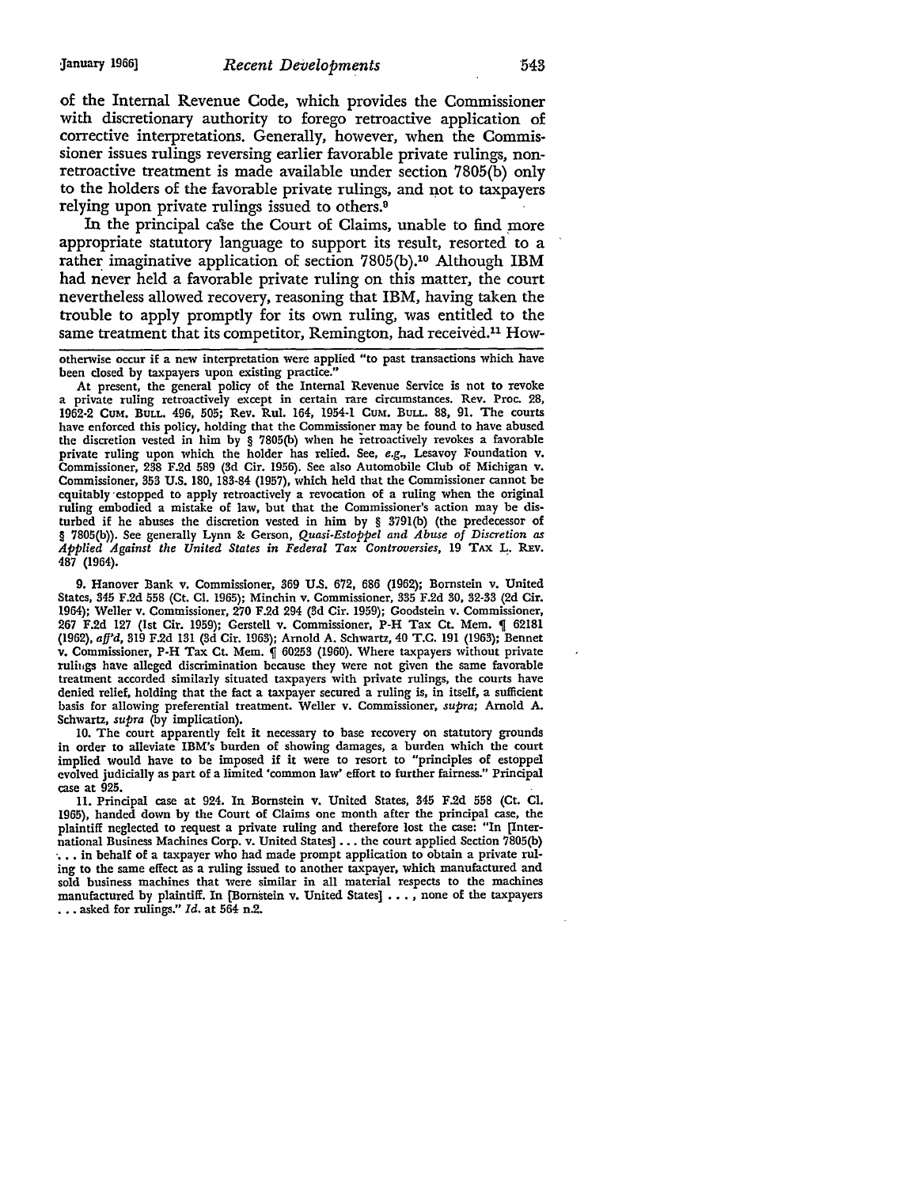of the Internal Revenue Code, which provides the Commissioner with discretionary authority to forego retroactive application of corrective interpretations. Generally, however, when the Commissioner issues rulings reversing earlier favorable private rulings, nonretroactive treatment is made available under section 7805(b) only to the holders of the favorable private rulings, and not to taxpayers relying upon private rulings issued to others.[9]

In the principal case the Court of Claims, unable to find more appropriate statutory language to support its result, resorted to a rather imaginative application of section 7805(b).[10] Although IBM had never held a favorable private ruling on this matter, the court nevertheless allowed recovery, reasoning that IBM, having taken the trouble to apply promptly for its own ruling, was entitled to the same treatment that its competitor, Remington, had received.[11] How-

---

otherwise occur if a new interpretation were applied "to past transactions which have been closed by taxpayers upon existing practice."

At present, the general policy of the Internal Revenue Service is not to revoke a private ruling retroactively except in certain rare circumstances. Rev. Proc. 28, 1962-2 CUM. BULL. 496, 505; Rev. Rul. 164, 1954-1 CUM. BULL. 88, 91. The courts have enforced this policy, holding that the Commissioner may be found to have abused the discretion vested in him by § 7805(b) when he retroactively revokes a favorable private ruling upon which the holder has relied. See, *e.g.*, Lesavoy Foundation v. Commissioner, 238 F.2d 589 (3d Cir. 1956). See also Automobile Club of Michigan v. Commissioner, 353 U.S. 180, 183-84 (1957), which held that the Commissioner cannot be equitably estopped to apply retroactively a revocation of a ruling when the original ruling embodied a mistake of law, but that the Commissioner's action may be disturbed if he abuses the discretion vested in him by § 3791(b) (the predecessor of § 7805(b)). See generally Lynn & Gerson, *Quasi-Estoppel and Abuse of Discretion as Applied Against the United States in Federal Tax Controversies*, 19 TAX L. REV. 487 (1964).

9. Hanover Bank v. Commissioner, 369 U.S. 672, 686 (1962); Bornstein v. United States, 345 F.2d 558 (Ct. Cl. 1965); Minchin v. Commissioner, 335 F.2d 30, 32-33 (2d Cir. 1964); Weller v. Commissioner, 270 F.2d 294 (3d Cir. 1959); Goodstein v. Commissioner, 267 F.2d 127 (1st Cir. 1959); Gerstell v. Commissioner, P-H Tax Ct. Mem. ¶ 62181 (1962), *aff'd*, 319 F.2d 131 (3d Cir. 1963); Arnold A. Schwartz, 40 T.C. 191 (1963); Bennet v. Commissioner, P-H Tax Ct. Mem. ¶ 60253 (1960). Where taxpayers without private rulings have alleged discrimination because they were not given the same favorable treatment accorded similarly situated taxpayers with private rulings, the courts have denied relief, holding that the fact a taxpayer secured a ruling is, in itself, a sufficient basis for allowing preferential treatment. Weller v. Commissioner, *supra*; Arnold A. Schwartz, *supra* (by implication).

10. The court apparently felt it necessary to base recovery on statutory grounds in order to alleviate IBM's burden of showing damages, a burden which the court implied would have to be imposed if it were to resort to "principles of estoppel evolved judicially as part of a limited 'common law' effort to further fairness." Principal case at 925.

11. Principal case at 924. In Bornstein v. United States, 345 F.2d 558 (Ct. Cl. 1965), handed down by the Court of Claims one month after the principal case, the plaintiff neglected to request a private ruling and therefore lost the case: "In [International Business Machines Corp. v. United States] . . . the court applied Section 7805(b) . . . in behalf of a taxpayer who had made prompt application to obtain a private ruling to the same effect as a ruling issued to another taxpayer, which manufactured and sold business machines that were similar in all material respects to the machines manufactured by plaintiff. In [Bornstein v. United States] . . . , none of the taxpayers . . . asked for rulings." *Id.* at 564 n.2.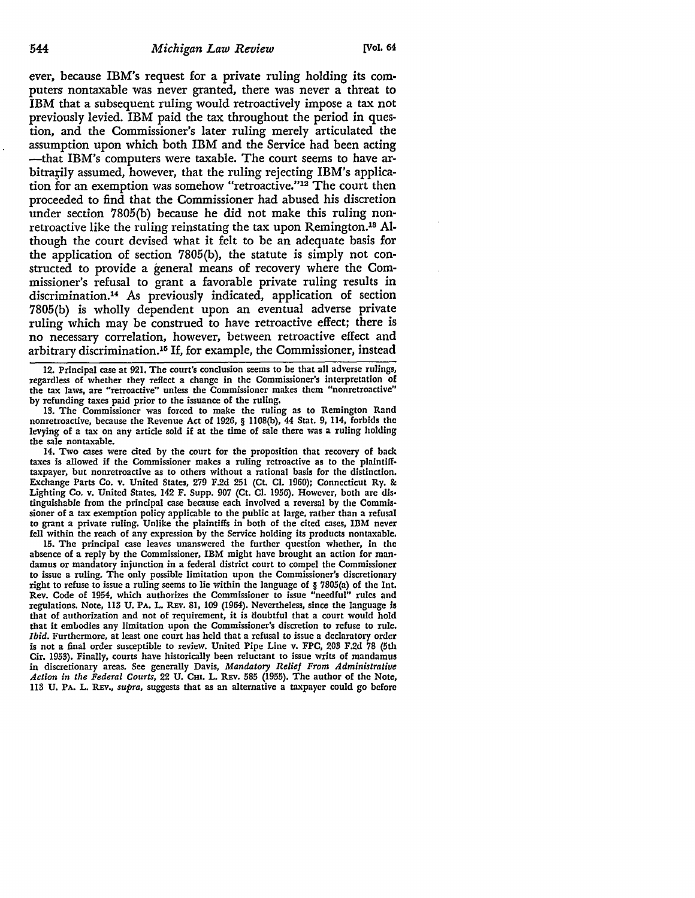ever, because IBM's request for a private ruling holding its computers nontaxable was never granted, there was never a threat to IBM that a subsequent ruling would retroactively impose a tax not previously levied. IBM paid the tax throughout the period in question, and the Commissioner's later ruling merely articulated the assumption upon which both IBM and the Service had been acting —that IBM's computers were taxable. The court seems to have arbitrarily assumed, however, that the ruling rejecting IBM's application for an exemption was somehow "retroactive."[12] The court then proceeded to find that the Commissioner had abused his discretion under section 7805(b) because he did not make this ruling nonretroactive like the ruling reinstating the tax upon Remington.[13] Although the court devised what it felt to be an adequate basis for the application of section 7805(b), the statute is simply not constructed to provide a general means of recovery where the Commissioner's refusal to grant a favorable private ruling results in discrimination.[14] As previously indicated, application of section 7805(b) is wholly dependent upon an eventual adverse private ruling which may be construed to have retroactive effect; there is no necessary correlation, however, between retroactive effect and arbitrary discrimination.[15] If, for example, the Commissioner, instead

---

12. Principal case at 921. The court's conclusion seems to be that all adverse rulings, regardless of whether they reflect a change in the Commissioner's interpretation of the tax laws, are "retroactive" unless the Commissioner makes them "nonretroactive" by refunding taxes paid prior to the issuance of the ruling.

13. The Commissioner was forced to make the ruling as to Remington Rand nonretroactive, because the Revenue Act of 1926, § 1108(b), 44 Stat. 9, 114, forbids the levying of a tax on any article sold if at the time of sale there was a ruling holding the sale nontaxable.

14. Two cases were cited by the court for the proposition that recovery of back taxes is allowed if the Commissioner makes a ruling retroactive as to the plaintiff-taxpayer, but nonretroactive as to others without a rational basis for the distinction. Exchange Parts Co. v. United States, 279 F.2d 251 (Ct. Cl. 1960); Connecticut Ry. & Lighting Co. v. United States, 142 F. Supp. 907 (Ct. Cl. 1956). However, both are distinguishable from the principal case because each involved a reversal by the Commissioner of a tax exemption policy applicable to the public at large, rather than a refusal to grant a private ruling. Unlike the plaintiffs in both of the cited cases, IBM never fell within the reach of any expression by the Service holding its products nontaxable.

15. The principal case leaves unanswered the further question whether, in the absence of a reply by the Commissioner, IBM might have brought an action for mandamus or mandatory injunction in a federal district court to compel the Commissioner to issue a ruling. The only possible limitation upon the Commissioner's discretionary right to refuse to issue a ruling seems to lie within the language of § 7805(a) of the Int. Rev. Code of 1954, which authorizes the Commissioner to issue "needful" rules and regulations. Note, 113 U. PA. L. REV. 81, 109 (1964). Nevertheless, since the language is that of authorization and not of requirement, it is doubtful that a court would hold that it embodies any limitation upon the Commissioner's discretion to refuse to rule. *Ibid.* Furthermore, at least one court has held that a refusal to issue a declaratory order is not a final order susceptible to review. United Pipe Line v. FPC, 203 F.2d 78 (5th Cir. 1953). Finally, courts have historically been reluctant to issue writs of mandamus in discretionary areas. See generally Davis, *Mandatory Relief From Administrative Action in the Federal Courts*, 22 U. CHI. L. REV. 585 (1955). The author of the Note, 113 U. PA. L. REV., *supra*, suggests that as an alternative a taxpayer could go before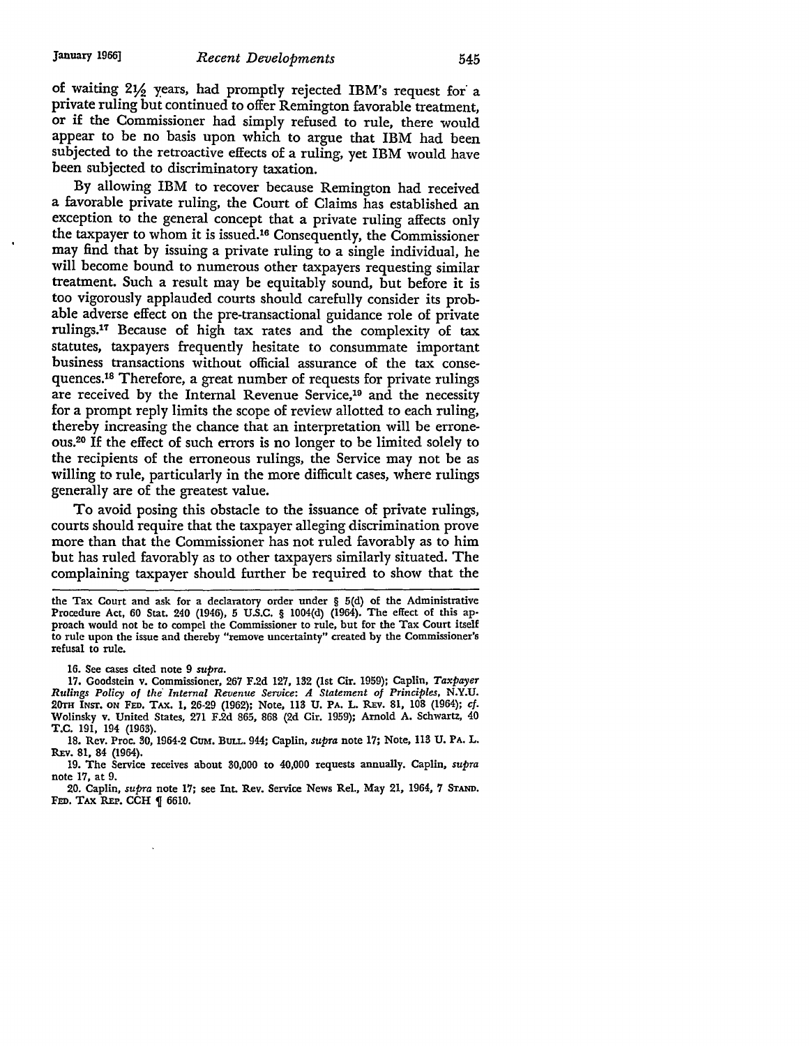of waiting 2½ years, had promptly rejected IBM's request for a private ruling but continued to offer Remington favorable treatment, or if the Commissioner had simply refused to rule, there would appear to be no basis upon which to argue that IBM had been subjected to the retroactive effects of a ruling, yet IBM would have been subjected to discriminatory taxation.

By allowing IBM to recover because Remington had received a favorable private ruling, the Court of Claims has established an exception to the general concept that a private ruling affects only the taxpayer to whom it is issued.[16] Consequently, the Commissioner may find that by issuing a private ruling to a single individual, he will become bound to numerous other taxpayers requesting similar treatment. Such a result may be equitably sound, but before it is too vigorously applauded courts should carefully consider its probable adverse effect on the pre-transactional guidance role of private rulings.[17] Because of high tax rates and the complexity of tax statutes, taxpayers frequently hesitate to consummate important business transactions without official assurance of the tax consequences.[18] Therefore, a great number of requests for private rulings are received by the Internal Revenue Service,[19] and the necessity for a prompt reply limits the scope of review allotted to each ruling, thereby increasing the chance that an interpretation will be erroneous.[20] If the effect of such errors is no longer to be limited solely to the recipients of the erroneous rulings, the Service may not be as willing to rule, particularly in the more difficult cases, where rulings generally are of the greatest value.

To avoid posing this obstacle to the issuance of private rulings, courts should require that the taxpayer alleging discrimination prove more than that the Commissioner has not ruled favorably as to him but has ruled favorably as to other taxpayers similarly situated. The complaining taxpayer should further be required to show that the

---

the Tax Court and ask for a declaratory order under § 5(d) of the Administrative Procedure Act, 60 Stat. 240 (1946), 5 U.S.C. § 1004(d) (1964). The effect of this approach would not be to compel the Commissioner to rule, but for the Tax Court itself to rule upon the issue and thereby "remove uncertainty" created by the Commissioner's refusal to rule.

16. See cases cited note 9 *supra*.

17. Goodstein v. Commissioner, 267 F.2d 127, 132 (1st Cir. 1959); Caplin, *Taxpayer Rulings Policy of the Internal Revenue Service: A Statement of Principles*, N.Y.U. 20TH INST. ON FED. TAX. 1, 26-29 (1962); Note, 113 U. PA. L. REV. 81, 108 (1964); *cf.* Wolinsky v. United States, 271 F.2d 865, 868 (2d Cir. 1959); Arnold A. Schwartz, 40 T.C. 191, 194 (1963).

18. Rev. Proc. 30, 1964-2 CUM. BULL. 944; Caplin, *supra* note 17; Note, 113 U. PA. L. REV. 81, 84 (1964).

19. The Service receives about 30,000 to 40,000 requests annually. Caplin, *supra* note 17, at 9.

20. Caplin, *supra* note 17; see Int. Rev. Service News Rel., May 21, 1964, 7 STAND. FED. TAX REP. CCH ¶ 6610.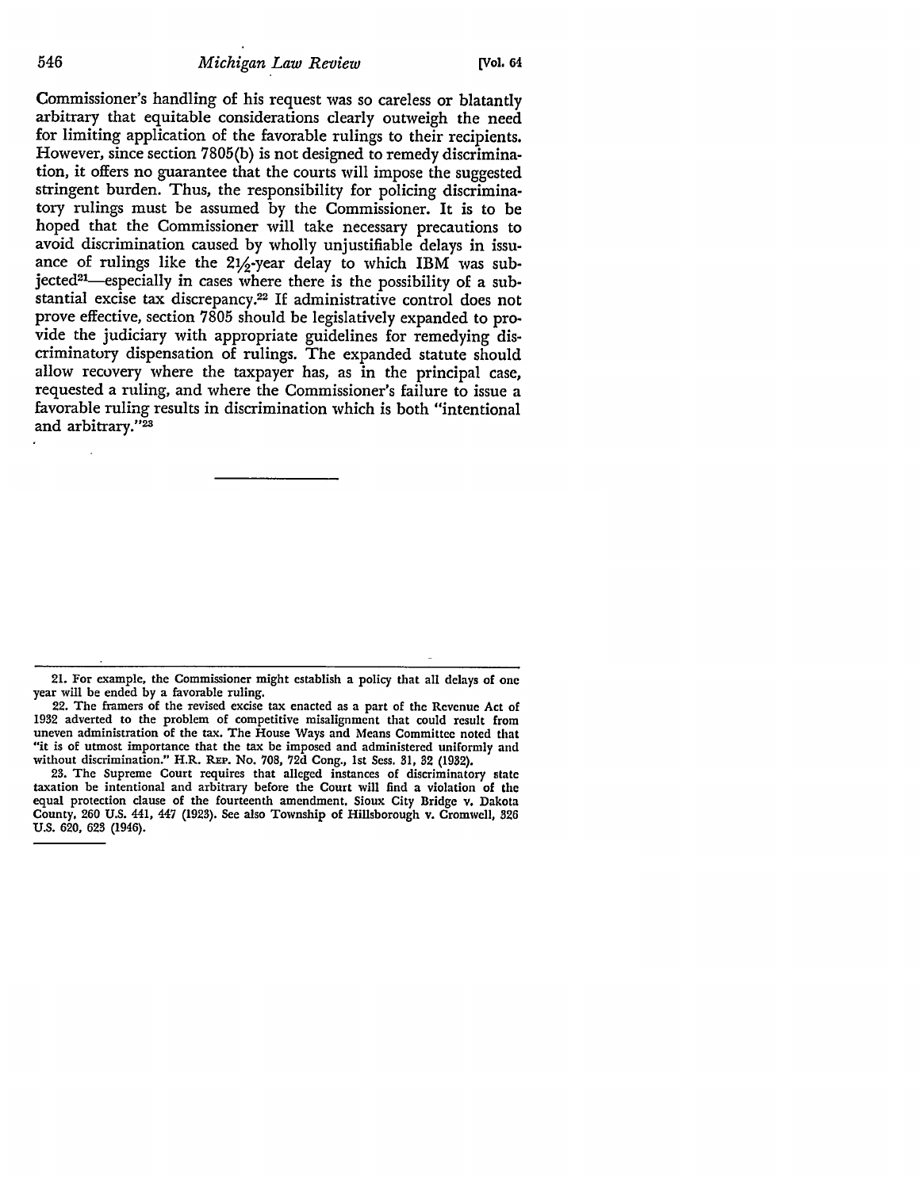Commissioner's handling of his request was so careless or blatantly arbitrary that equitable considerations clearly outweigh the need for limiting application of the favorable rulings to their recipients. However, since section 7805(b) is not designed to remedy discrimination, it offers no guarantee that the courts will impose the suggested stringent burden. Thus, the responsibility for policing discriminatory rulings must be assumed by the Commissioner. It is to be hoped that the Commissioner will take necessary precautions to avoid discrimination caused by wholly unjustifiable delays in issuance of rulings like the 2½-year delay to which IBM was subjected[21]—especially in cases where there is the possibility of a substantial excise tax discrepancy.[22] If administrative control does not prove effective, section 7805 should be legislatively expanded to provide the judiciary with appropriate guidelines for remedying discriminatory dispensation of rulings. The expanded statute should allow recovery where the taxpayer has, as in the principal case, requested a ruling, and where the Commissioner's failure to issue a favorable ruling results in discrimination which is both "intentional and arbitrary."[23]

---

21. For example, the Commissioner might establish a policy that all delays of one year will be ended by a favorable ruling.

22. The framers of the revised excise tax enacted as a part of the Revenue Act of 1932 adverted to the problem of competitive misalignment that could result from uneven administration of the tax. The House Ways and Means Committee noted that "it is of utmost importance that the tax be imposed and administered uniformly and without discrimination." H.R. REP. No. 708, 72d Cong., 1st Sess. 31, 32 (1932).

23. The Supreme Court requires that alleged instances of discriminatory state taxation be intentional and arbitrary before the Court will find a violation of the equal protection clause of the fourteenth amendment. Sioux City Bridge v. Dakota County, 260 U.S. 441, 447 (1923). See also Township of Hillsborough v. Cromwell, 326 U.S. 620, 623 (1946).